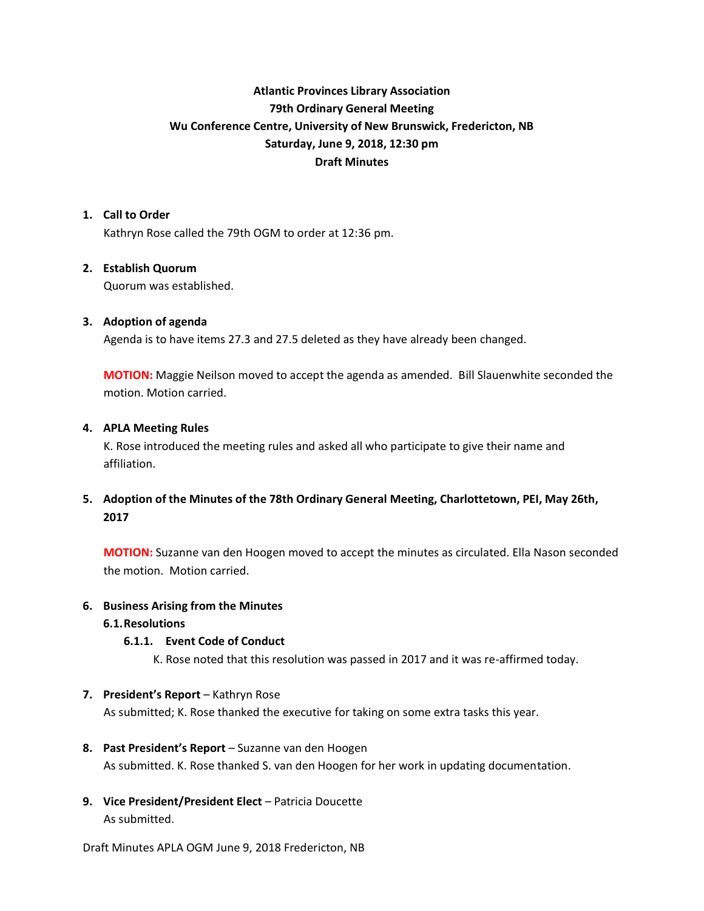# Atlantic Provinces Library Association
## 79th Ordinary General Meeting
## Wu Conference Centre, University of New Brunswick, Fredericton, NB
## Saturday, June 9, 2018, 12:30 pm
## Draft Minutes

1. **Call to Order**

   Kathryn Rose called the 79th OGM to order at 12:36 pm.

2. **Establish Quorum**

   Quorum was established.

3. **Adoption of agenda**

   Agenda is to have items 27.3 and 27.5 deleted as they have already been changed.

   **MOTION:** Maggie Neilson moved to accept the agenda as amended. Bill Slauenwhite seconded the motion. Motion carried.

4. **APLA Meeting Rules**

   K. Rose introduced the meeting rules and asked all who participate to give their name and affiliation.

5. **Adoption of the Minutes of the 78th Ordinary General Meeting, Charlottetown, PEI, May 26th, 2017**

   **MOTION:** Suzanne van den Hoogen moved to accept the minutes as circulated. Ella Nason seconded the motion. Motion carried.

6. **Business Arising from the Minutes**

   6.1. **Resolutions**

   6.1.1. **Event Code of Conduct**

   K. Rose noted that this resolution was passed in 2017 and it was re-affirmed today.

7. **President's Report** – Kathryn Rose

   As submitted; K. Rose thanked the executive for taking on some extra tasks this year.

8. **Past President's Report** – Suzanne van den Hoogen

   As submitted. K. Rose thanked S. van den Hoogen for her work in updating documentation.

9. **Vice President/President Elect** – Patricia Doucette

   As submitted.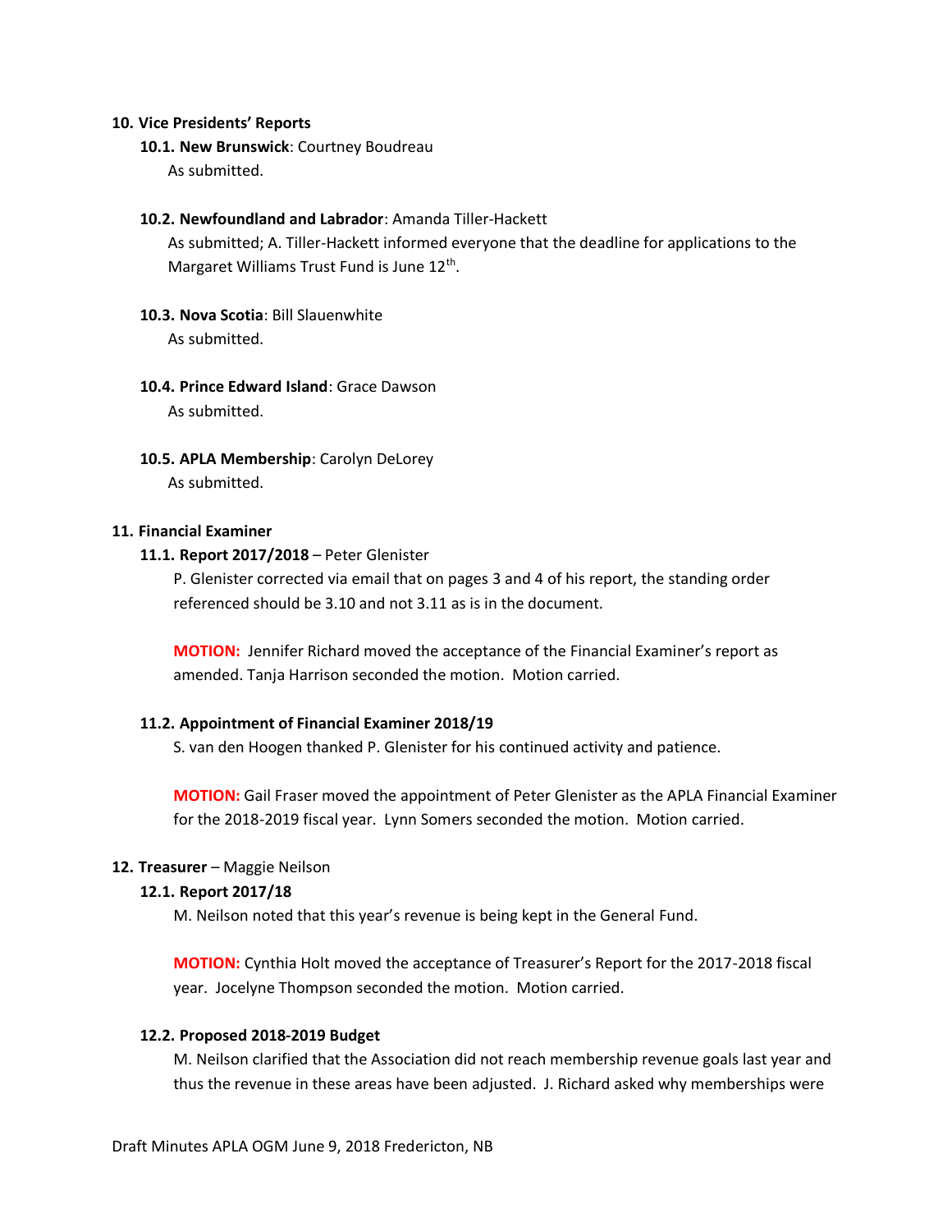**10. Vice Presidents' Reports**

**10.1. New Brunswick**: Courtney Boudreau

As submitted.

**10.2. Newfoundland and Labrador**: Amanda Tiller-Hackett

As submitted; A. Tiller-Hackett informed everyone that the deadline for applications to the Margaret Williams Trust Fund is June 12th.

**10.3. Nova Scotia**: Bill Slauenwhite

As submitted.

**10.4. Prince Edward Island**: Grace Dawson

As submitted.

**10.5. APLA Membership**: Carolyn DeLorey

As submitted.

**11. Financial Examiner**

**11.1. Report 2017/2018** – Peter Glenister

P. Glenister corrected via email that on pages 3 and 4 of his report, the standing order referenced should be 3.10 and not 3.11 as is in the document.

**MOTION:** Jennifer Richard moved the acceptance of the Financial Examiner's report as amended. Tanja Harrison seconded the motion. Motion carried.

**11.2. Appointment of Financial Examiner 2018/19**

S. van den Hoogen thanked P. Glenister for his continued activity and patience.

**MOTION:** Gail Fraser moved the appointment of Peter Glenister as the APLA Financial Examiner for the 2018-2019 fiscal year. Lynn Somers seconded the motion. Motion carried.

**12. Treasurer** – Maggie Neilson

**12.1. Report 2017/18**

M. Neilson noted that this year's revenue is being kept in the General Fund.

**MOTION:** Cynthia Holt moved the acceptance of Treasurer's Report for the 2017-2018 fiscal year. Jocelyne Thompson seconded the motion. Motion carried.

**12.2. Proposed 2018-2019 Budget**

M. Neilson clarified that the Association did not reach membership revenue goals last year and thus the revenue in these areas have been adjusted. J. Richard asked why memberships were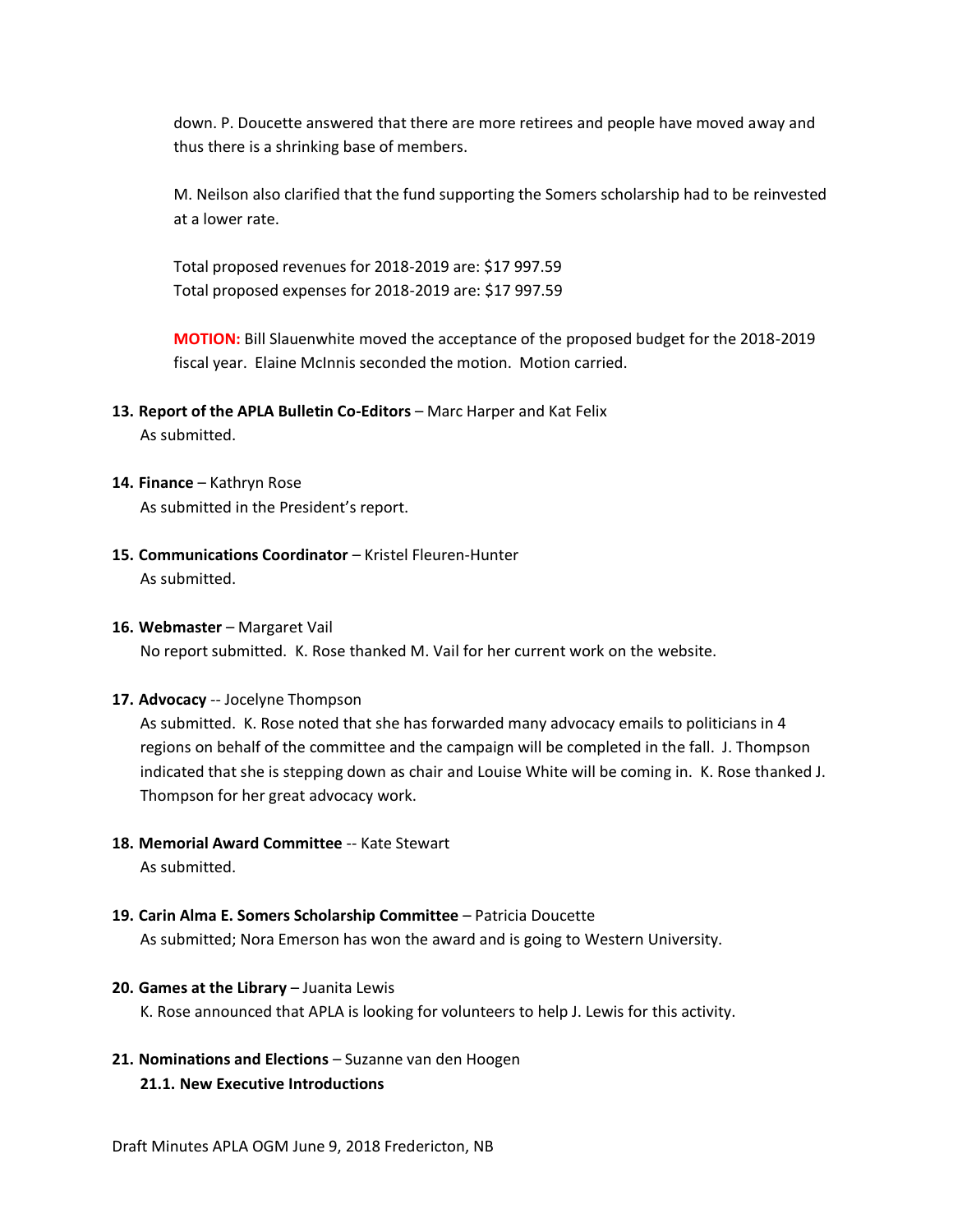down. P. Doucette answered that there are more retirees and people have moved away and thus there is a shrinking base of members.

M. Neilson also clarified that the fund supporting the Somers scholarship had to be reinvested at a lower rate.

Total proposed revenues for 2018-2019 are: $17 997.59
Total proposed expenses for 2018-2019 are: $17 997.59

**MOTION:** Bill Slauenwhite moved the acceptance of the proposed budget for the 2018-2019 fiscal year. Elaine McInnis seconded the motion. Motion carried.

**13. Report of the APLA Bulletin Co-Editors** – Marc Harper and Kat Felix
As submitted.

**14. Finance** – Kathryn Rose
As submitted in the President's report.

**15. Communications Coordinator** – Kristel Fleuren-Hunter
As submitted.

**16. Webmaster** – Margaret Vail
No report submitted. K. Rose thanked M. Vail for her current work on the website.

**17. Advocacy** -- Jocelyne Thompson
As submitted. K. Rose noted that she has forwarded many advocacy emails to politicians in 4 regions on behalf of the committee and the campaign will be completed in the fall. J. Thompson indicated that she is stepping down as chair and Louise White will be coming in. K. Rose thanked J. Thompson for her great advocacy work.

**18. Memorial Award Committee** -- Kate Stewart
As submitted.

**19. Carin Alma E. Somers Scholarship Committee** – Patricia Doucette
As submitted; Nora Emerson has won the award and is going to Western University.

**20. Games at the Library** – Juanita Lewis
K. Rose announced that APLA is looking for volunteers to help J. Lewis for this activity.

**21. Nominations and Elections** – Suzanne van den Hoogen

**21.1. New Executive Introductions**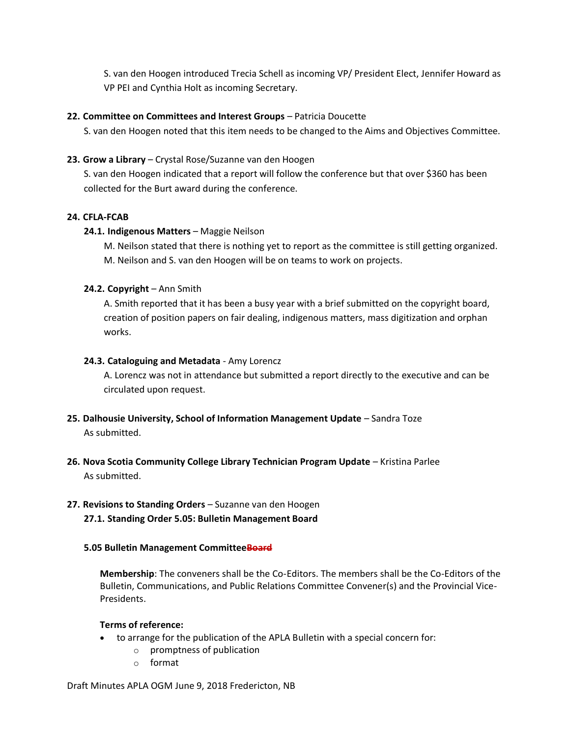S. van den Hoogen introduced Trecia Schell as incoming VP/ President Elect, Jennifer Howard as VP PEI and Cynthia Holt as incoming Secretary.

**22. Committee on Committees and Interest Groups** – Patricia Doucette

S. van den Hoogen noted that this item needs to be changed to the Aims and Objectives Committee.

**23. Grow a Library** – Crystal Rose/Suzanne van den Hoogen

S. van den Hoogen indicated that a report will follow the conference but that over $360 has been collected for the Burt award during the conference.

**24. CFLA-FCAB**

**24.1. Indigenous Matters** – Maggie Neilson

M. Neilson stated that there is nothing yet to report as the committee is still getting organized. M. Neilson and S. van den Hoogen will be on teams to work on projects.

**24.2. Copyright** – Ann Smith

A. Smith reported that it has been a busy year with a brief submitted on the copyright board, creation of position papers on fair dealing, indigenous matters, mass digitization and orphan works.

**24.3. Cataloguing and Metadata** - Amy Lorencz

A. Lorencz was not in attendance but submitted a report directly to the executive and can be circulated upon request.

**25. Dalhousie University, School of Information Management Update** – Sandra Toze

As submitted.

**26. Nova Scotia Community College Library Technician Program Update** – Kristina Parlee

As submitted.

**27. Revisions to Standing Orders** – Suzanne van den Hoogen

**27.1. Standing Order 5.05: Bulletin Management Board**

**5.05 Bulletin Management Committee~~Board~~**

**Membership**: The conveners shall be the Co-Editors. The members shall be the Co-Editors of the Bulletin, Communications, and Public Relations Committee Convener(s) and the Provincial Vice-Presidents.

**Terms of reference:**

- to arrange for the publication of the APLA Bulletin with a special concern for:
    - promptness of publication
    - format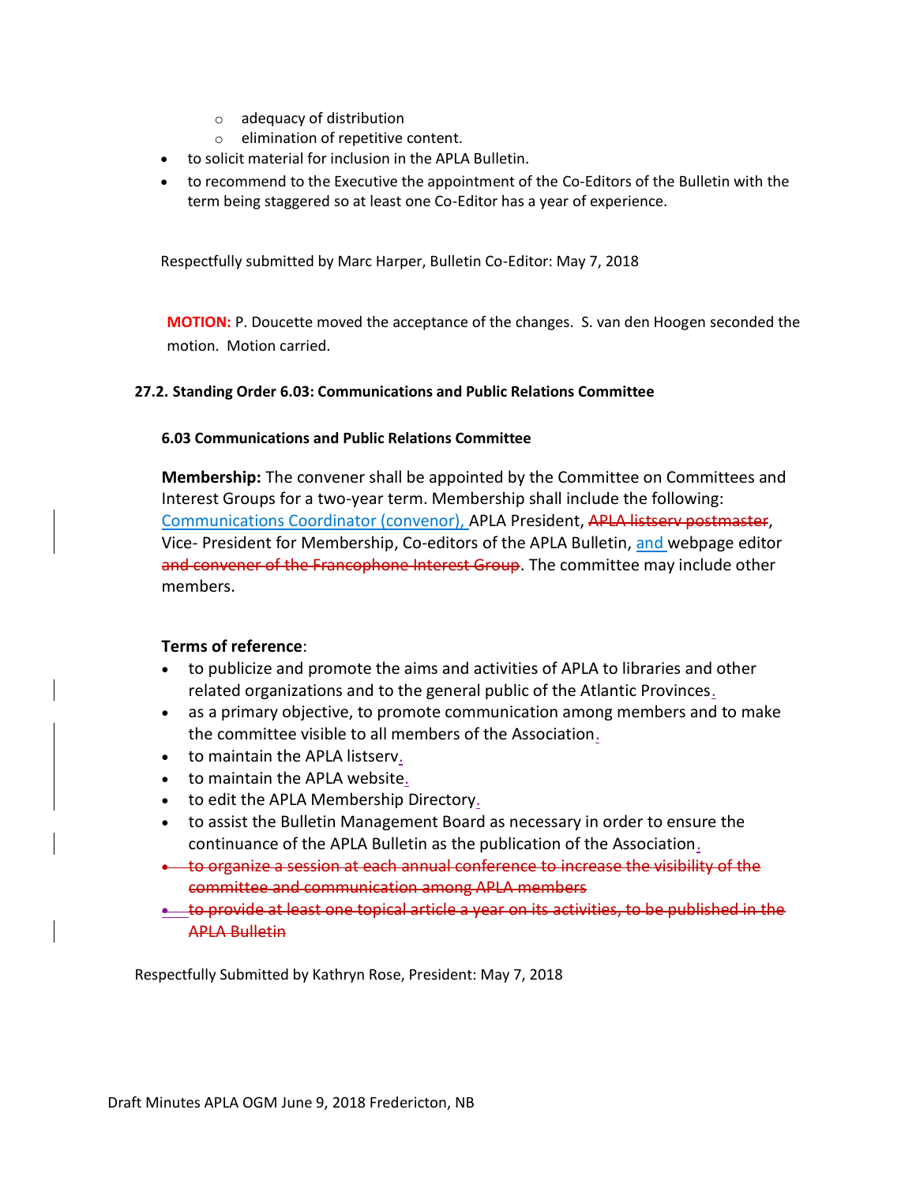- adequacy of distribution
   - elimination of repetitive content.
- to solicit material for inclusion in the APLA Bulletin.
- to recommend to the Executive the appointment of the Co-Editors of the Bulletin with the term being staggered so at least one Co-Editor has a year of experience.

Respectfully submitted by Marc Harper, Bulletin Co-Editor: May 7, 2018

**MOTION:** P. Doucette moved the acceptance of the changes. S. van den Hoogen seconded the motion. Motion carried.

### 27.2. Standing Order 6.03: Communications and Public Relations Committee

#### 6.03 Communications and Public Relations Committee

**Membership:** The convener shall be appointed by the Committee on Committees and Interest Groups for a two-year term. Membership shall include the following: Communications Coordinator (convenor), APLA President, ~~APLA listserv postmaster~~, Vice- President for Membership, Co-editors of the APLA Bulletin, and webpage editor ~~and convener of the Francophone Interest Group~~. The committee may include other members.

**Terms of reference**:

- to publicize and promote the aims and activities of APLA to libraries and other related organizations and to the general public of the Atlantic Provinces.
- as a primary objective, to promote communication among members and to make the committee visible to all members of the Association.
- to maintain the APLA listserv.
- to maintain the APLA website.
- to edit the APLA Membership Directory.
- to assist the Bulletin Management Board as necessary in order to ensure the continuance of the APLA Bulletin as the publication of the Association.
- ~~to organize a session at each annual conference to increase the visibility of the committee and communication among APLA members~~
- ~~to provide at least one topical article a year on its activities, to be published in the APLA Bulletin~~

Respectfully Submitted by Kathryn Rose, President: May 7, 2018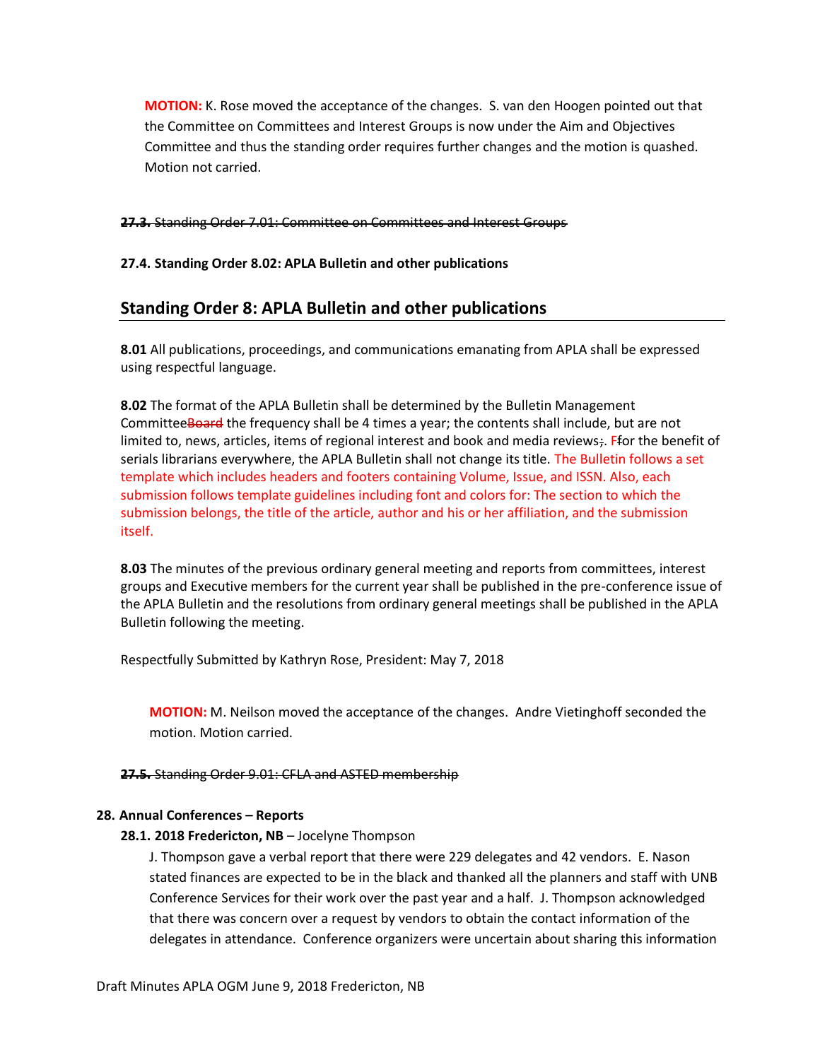**MOTION:** K. Rose moved the acceptance of the changes. S. van den Hoogen pointed out that the Committee on Committees and Interest Groups is now under the Aim and Objectives Committee and thus the standing order requires further changes and the motion is quashed. Motion not carried.

~~**27.3.** Standing Order 7.01: Committee on Committees and Interest Groups~~

**27.4. Standing Order 8.02: APLA Bulletin and other publications**

## Standing Order 8: APLA Bulletin and other publications

**8.01** All publications, proceedings, and communications emanating from APLA shall be expressed using respectful language.

**8.02** The format of the APLA Bulletin shall be determined by the Bulletin Management Committee~~Board~~ the frequency shall be 4 times a year; the contents shall include, but are not limited to, news, articles, items of regional interest and book and media reviews~~;~~. F~~f~~or the benefit of serials librarians everywhere, the APLA Bulletin shall not change its title. The Bulletin follows a set template which includes headers and footers containing Volume, Issue, and ISSN. Also, each submission follows template guidelines including font and colors for: The section to which the submission belongs, the title of the article, author and his or her affiliation, and the submission itself.

**8.03** The minutes of the previous ordinary general meeting and reports from committees, interest groups and Executive members for the current year shall be published in the pre-conference issue of the APLA Bulletin and the resolutions from ordinary general meetings shall be published in the APLA Bulletin following the meeting.

Respectfully Submitted by Kathryn Rose, President: May 7, 2018

**MOTION:** M. Neilson moved the acceptance of the changes. Andre Vietinghoff seconded the motion. Motion carried.

~~**27.5.** Standing Order 9.01: CFLA and ASTED membership~~

**28. Annual Conferences – Reports**

**28.1. 2018 Fredericton, NB** – Jocelyne Thompson

J. Thompson gave a verbal report that there were 229 delegates and 42 vendors. E. Nason stated finances are expected to be in the black and thanked all the planners and staff with UNB Conference Services for their work over the past year and a half. J. Thompson acknowledged that there was concern over a request by vendors to obtain the contact information of the delegates in attendance. Conference organizers were uncertain about sharing this information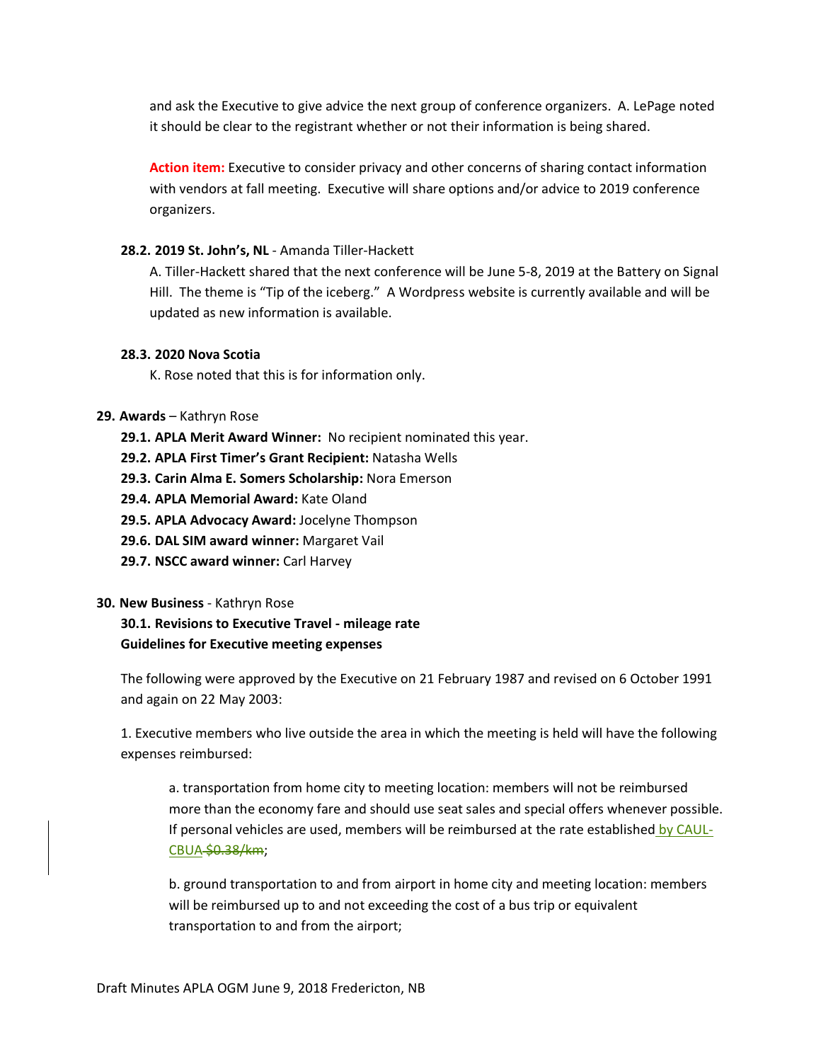and ask the Executive to give advice the next group of conference organizers. A. LePage noted it should be clear to the registrant whether or not their information is being shared.

**Action item:** Executive to consider privacy and other concerns of sharing contact information with vendors at fall meeting. Executive will share options and/or advice to 2019 conference organizers.

**28.2. 2019 St. John's, NL** - Amanda Tiller-Hackett

A. Tiller-Hackett shared that the next conference will be June 5-8, 2019 at the Battery on Signal Hill. The theme is "Tip of the iceberg." A Wordpress website is currently available and will be updated as new information is available.

**28.3. 2020 Nova Scotia**

K. Rose noted that this is for information only.

**29. Awards** – Kathryn Rose

**29.1. APLA Merit Award Winner:** No recipient nominated this year.
**29.2. APLA First Timer's Grant Recipient:** Natasha Wells
**29.3. Carin Alma E. Somers Scholarship:** Nora Emerson
**29.4. APLA Memorial Award:** Kate Oland
**29.5. APLA Advocacy Award:** Jocelyne Thompson
**29.6. DAL SIM award winner:** Margaret Vail
**29.7. NSCC award winner:** Carl Harvey

**30. New Business** - Kathryn Rose

**30.1. Revisions to Executive Travel - mileage rate**
**Guidelines for Executive meeting expenses**

The following were approved by the Executive on 21 February 1987 and revised on 6 October 1991 and again on 22 May 2003:

1. Executive members who live outside the area in which the meeting is held will have the following expenses reimbursed:

a. transportation from home city to meeting location: members will not be reimbursed more than the economy fare and should use seat sales and special offers whenever possible. If personal vehicles are used, members will be reimbursed at the rate established by CAUL-CBUA ~~$0.38/km~~;

b. ground transportation to and from airport in home city and meeting location: members will be reimbursed up to and not exceeding the cost of a bus trip or equivalent transportation to and from the airport;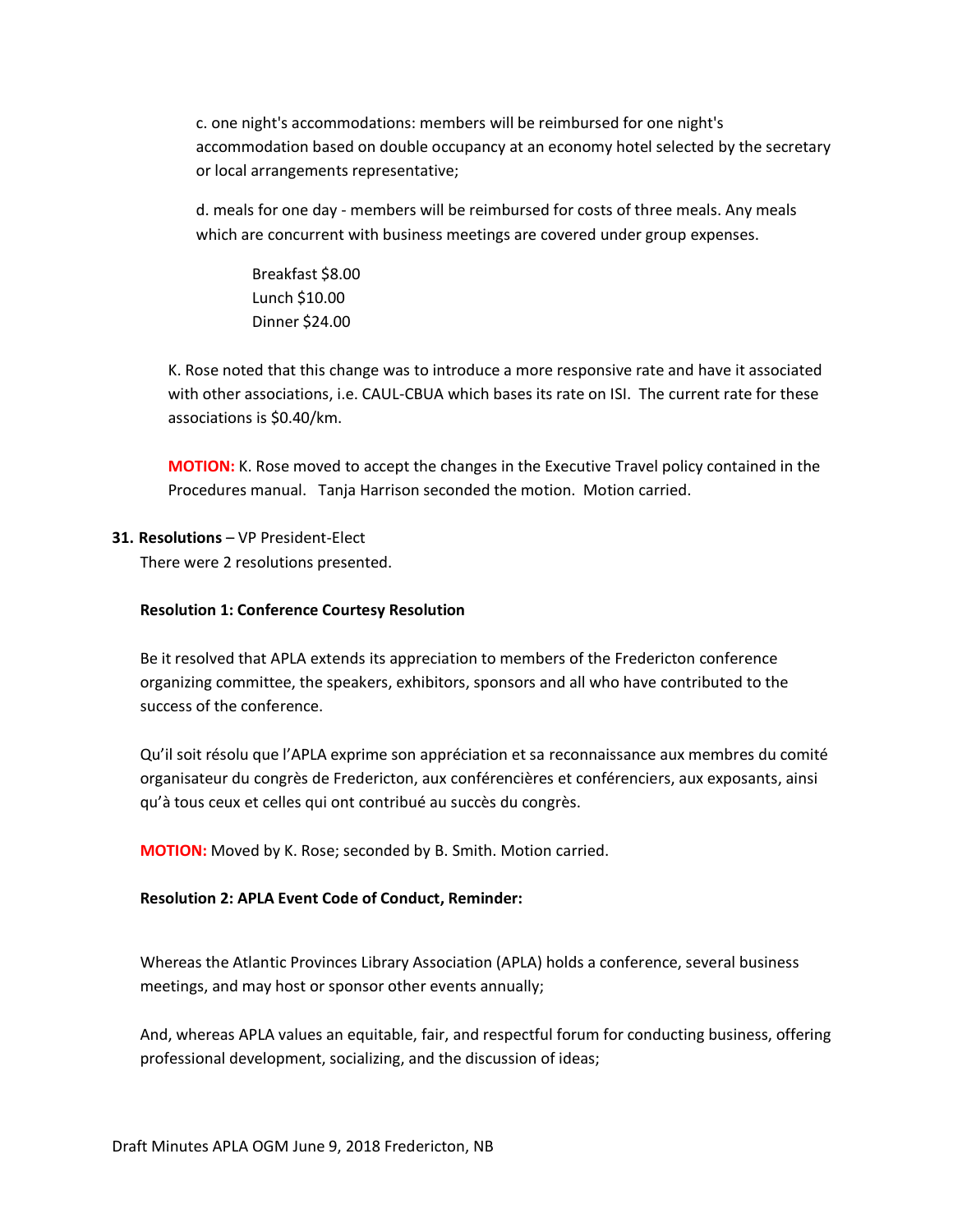c. one night's accommodations: members will be reimbursed for one night's accommodation based on double occupancy at an economy hotel selected by the secretary or local arrangements representative;

d. meals for one day - members will be reimbursed for costs of three meals. Any meals which are concurrent with business meetings are covered under group expenses.

Breakfast $8.00
Lunch $10.00
Dinner $24.00

K. Rose noted that this change was to introduce a more responsive rate and have it associated with other associations, i.e. CAUL-CBUA which bases its rate on ISI. The current rate for these associations is $0.40/km.

**MOTION:** K. Rose moved to accept the changes in the Executive Travel policy contained in the Procedures manual. Tanja Harrison seconded the motion. Motion carried.

**31. Resolutions** – VP President-Elect

There were 2 resolutions presented.

**Resolution 1: Conference Courtesy Resolution**

Be it resolved that APLA extends its appreciation to members of the Fredericton conference organizing committee, the speakers, exhibitors, sponsors and all who have contributed to the success of the conference.

Qu'il soit résolu que l'APLA exprime son appréciation et sa reconnaissance aux membres du comité organisateur du congrès de Fredericton, aux conférencières et conférenciers, aux exposants, ainsi qu'à tous ceux et celles qui ont contribué au succès du congrès.

**MOTION:** Moved by K. Rose; seconded by B. Smith. Motion carried.

**Resolution 2: APLA Event Code of Conduct, Reminder:**

Whereas the Atlantic Provinces Library Association (APLA) holds a conference, several business meetings, and may host or sponsor other events annually;

And, whereas APLA values an equitable, fair, and respectful forum for conducting business, offering professional development, socializing, and the discussion of ideas;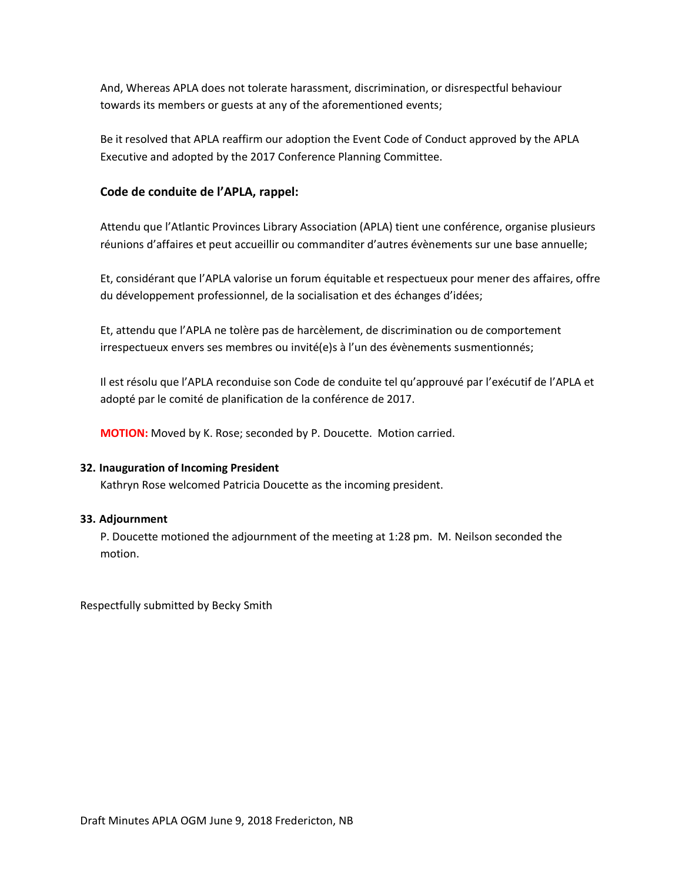And, Whereas APLA does not tolerate harassment, discrimination, or disrespectful behaviour towards its members or guests at any of the aforementioned events;

Be it resolved that APLA reaffirm our adoption the Event Code of Conduct approved by the APLA Executive and adopted by the 2017 Conference Planning Committee.

### Code de conduite de l'APLA, rappel:

Attendu que l'Atlantic Provinces Library Association (APLA) tient une conférence, organise plusieurs réunions d'affaires et peut accueillir ou commanditer d'autres évènements sur une base annuelle;

Et, considérant que l'APLA valorise un forum équitable et respectueux pour mener des affaires, offre du développement professionnel, de la socialisation et des échanges d'idées;

Et, attendu que l'APLA ne tolère pas de harcèlement, de discrimination ou de comportement irrespectueux envers ses membres ou invité(e)s à l'un des évènements susmentionnés;

Il est résolu que l'APLA reconduise son Code de conduite tel qu'approuvé par l'exécutif de l'APLA et adopté par le comité de planification de la conférence de 2017.

**MOTION:** Moved by K. Rose; seconded by P. Doucette. Motion carried.

**32. Inauguration of Incoming President**

Kathryn Rose welcomed Patricia Doucette as the incoming president.

**33. Adjournment**

P. Doucette motioned the adjournment of the meeting at 1:28 pm. M. Neilson seconded the motion.

Respectfully submitted by Becky Smith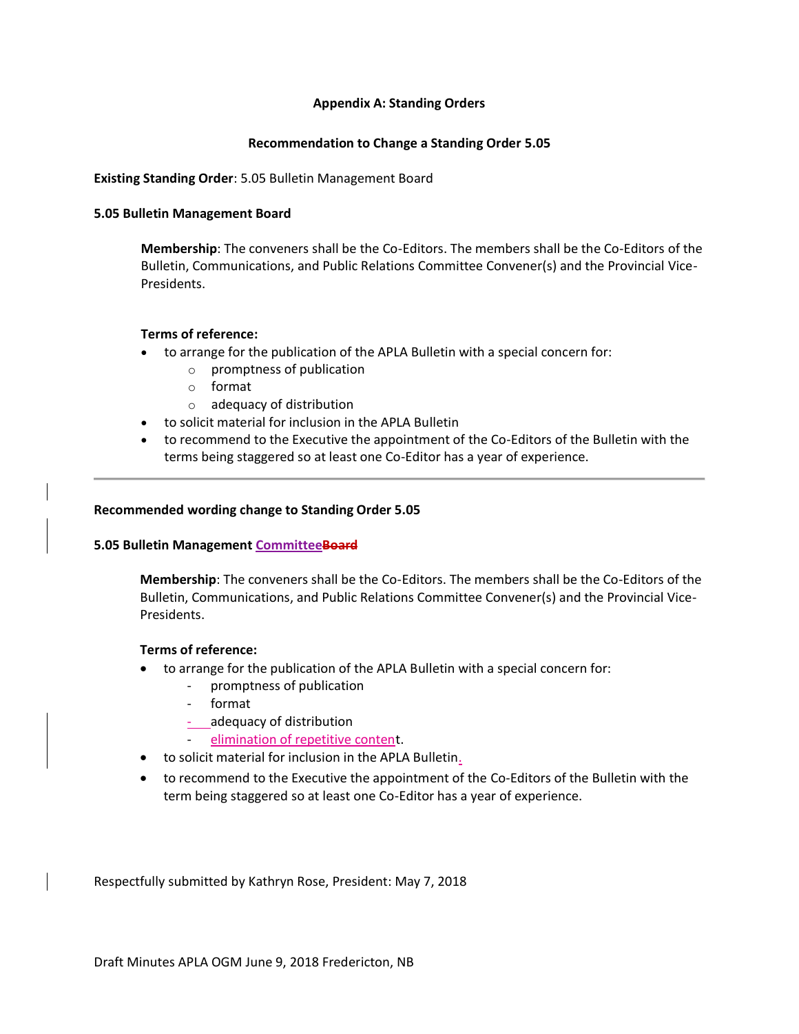**Appendix A: Standing Orders**

**Recommendation to Change a Standing Order 5.05**

**Existing Standing Order**: 5.05 Bulletin Management Board

**5.05 Bulletin Management Board**

> **Membership**: The conveners shall be the Co-Editors. The members shall be the Co-Editors of the Bulletin, Communications, and Public Relations Committee Convener(s) and the Provincial Vice-Presidents.
>
> **Terms of reference:**
>
> - to arrange for the publication of the APLA Bulletin with a special concern for:
>   - promptness of publication
>   - format
>   - adequacy of distribution
> - to solicit material for inclusion in the APLA Bulletin
> - to recommend to the Executive the appointment of the Co-Editors of the Bulletin with the terms being staggered so at least one Co-Editor has a year of experience.

---

**Recommended wording change to Standing Order 5.05**

**5.05 Bulletin Management <u>Committee</u>~~Board~~**

> **Membership**: The conveners shall be the Co-Editors. The members shall be the Co-Editors of the Bulletin, Communications, and Public Relations Committee Convener(s) and the Provincial Vice-Presidents.
>
> **Terms of reference:**
>
> - to arrange for the publication of the APLA Bulletin with a special concern for:
>   - promptness of publication
>   - format
>   - adequacy of distribution
>   - <u>elimination of repetitive content</u>.
> - to solicit material for inclusion in the APLA Bulletin<u>.</u>
> - to recommend to the Executive the appointment of the Co-Editors of the Bulletin with the term being staggered so at least one Co-Editor has a year of experience.

Respectfully submitted by Kathryn Rose, President: May 7, 2018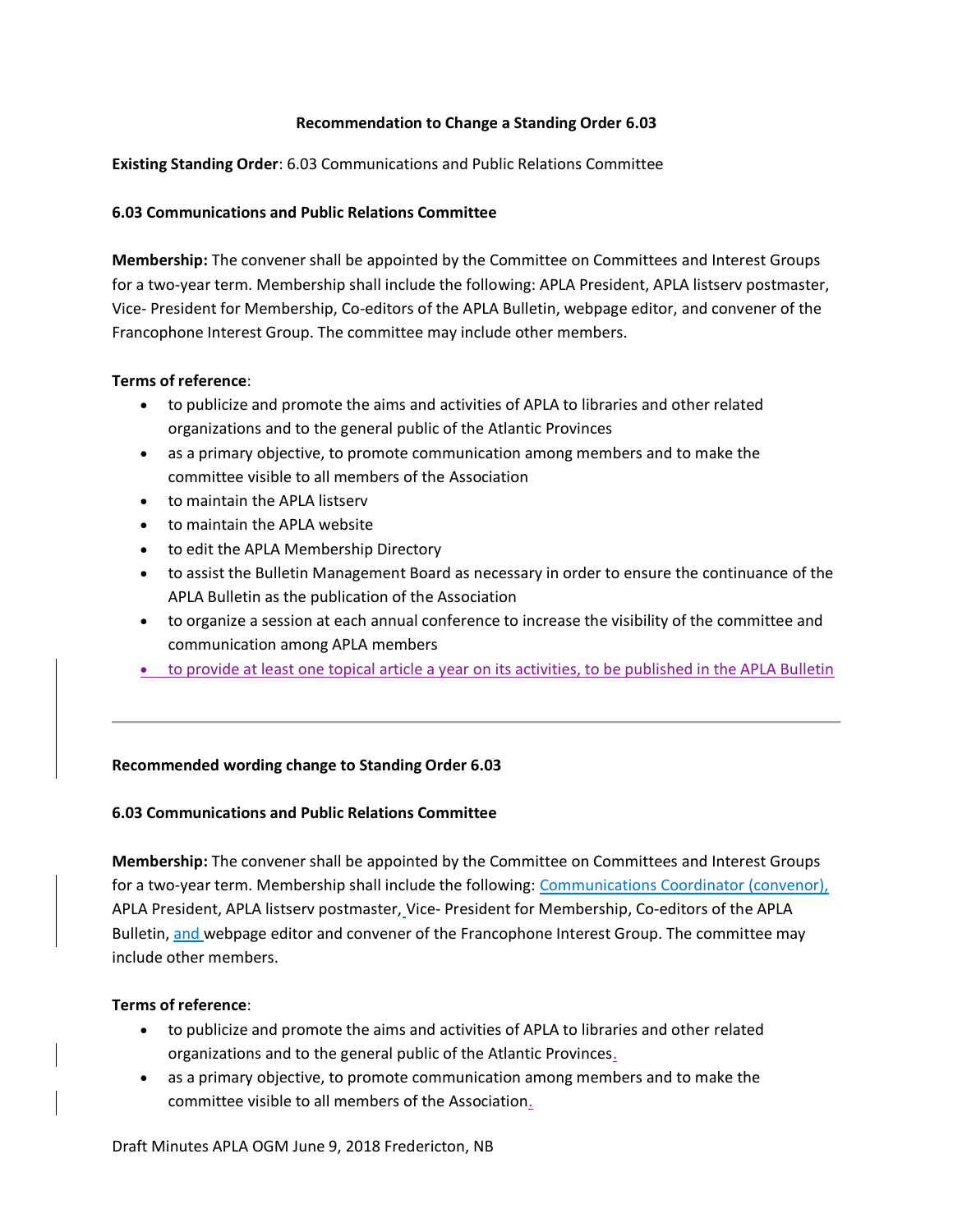**Recommendation to Change a Standing Order 6.03**

**Existing Standing Order**: 6.03 Communications and Public Relations Committee

**6.03 Communications and Public Relations Committee**

**Membership:** The convener shall be appointed by the Committee on Committees and Interest Groups for a two-year term. Membership shall include the following: APLA President, APLA listserv postmaster, Vice- President for Membership, Co-editors of the APLA Bulletin, webpage editor, and convener of the Francophone Interest Group. The committee may include other members.

**Terms of reference**:

- to publicize and promote the aims and activities of APLA to libraries and other related organizations and to the general public of the Atlantic Provinces
- as a primary objective, to promote communication among members and to make the committee visible to all members of the Association
- to maintain the APLA listserv
- to maintain the APLA website
- to edit the APLA Membership Directory
- to assist the Bulletin Management Board as necessary in order to ensure the continuance of the APLA Bulletin as the publication of the Association
- to organize a session at each annual conference to increase the visibility of the committee and communication among APLA members
- to provide at least one topical article a year on its activities, to be published in the APLA Bulletin

---

**Recommended wording change to Standing Order 6.03**

**6.03 Communications and Public Relations Committee**

**Membership:** The convener shall be appointed by the Committee on Committees and Interest Groups for a two-year term. Membership shall include the following: Communications Coordinator (convenor), APLA President, APLA listserv postmaster, Vice- President for Membership, Co-editors of the APLA Bulletin, and webpage editor and convener of the Francophone Interest Group. The committee may include other members.

**Terms of reference**:

- to publicize and promote the aims and activities of APLA to libraries and other related organizations and to the general public of the Atlantic Provinces.
- as a primary objective, to promote communication among members and to make the committee visible to all members of the Association.

Draft Minutes APLA OGM June 9, 2018 Fredericton, NB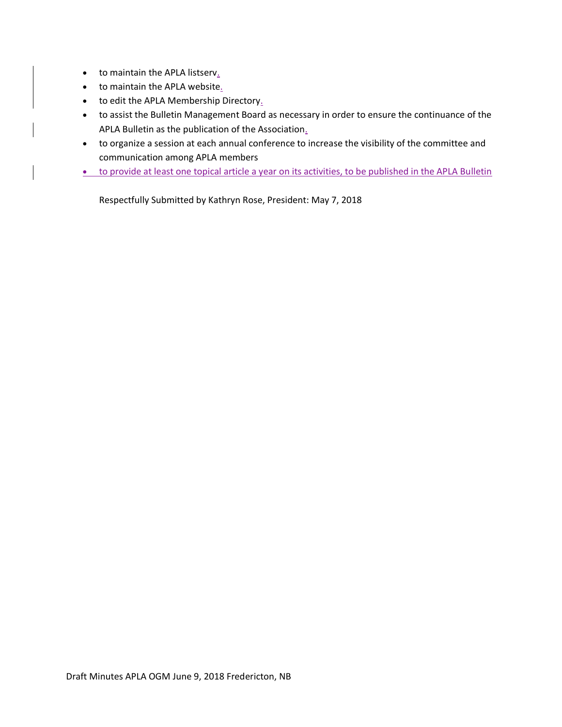- to maintain the APLA listserv.
- to maintain the APLA website.
- to edit the APLA Membership Directory.
- to assist the Bulletin Management Board as necessary in order to ensure the continuance of the APLA Bulletin as the publication of the Association.
- to organize a session at each annual conference to increase the visibility of the committee and communication among APLA members
- to provide at least one topical article a year on its activities, to be published in the APLA Bulletin

Respectfully Submitted by Kathryn Rose, President: May 7, 2018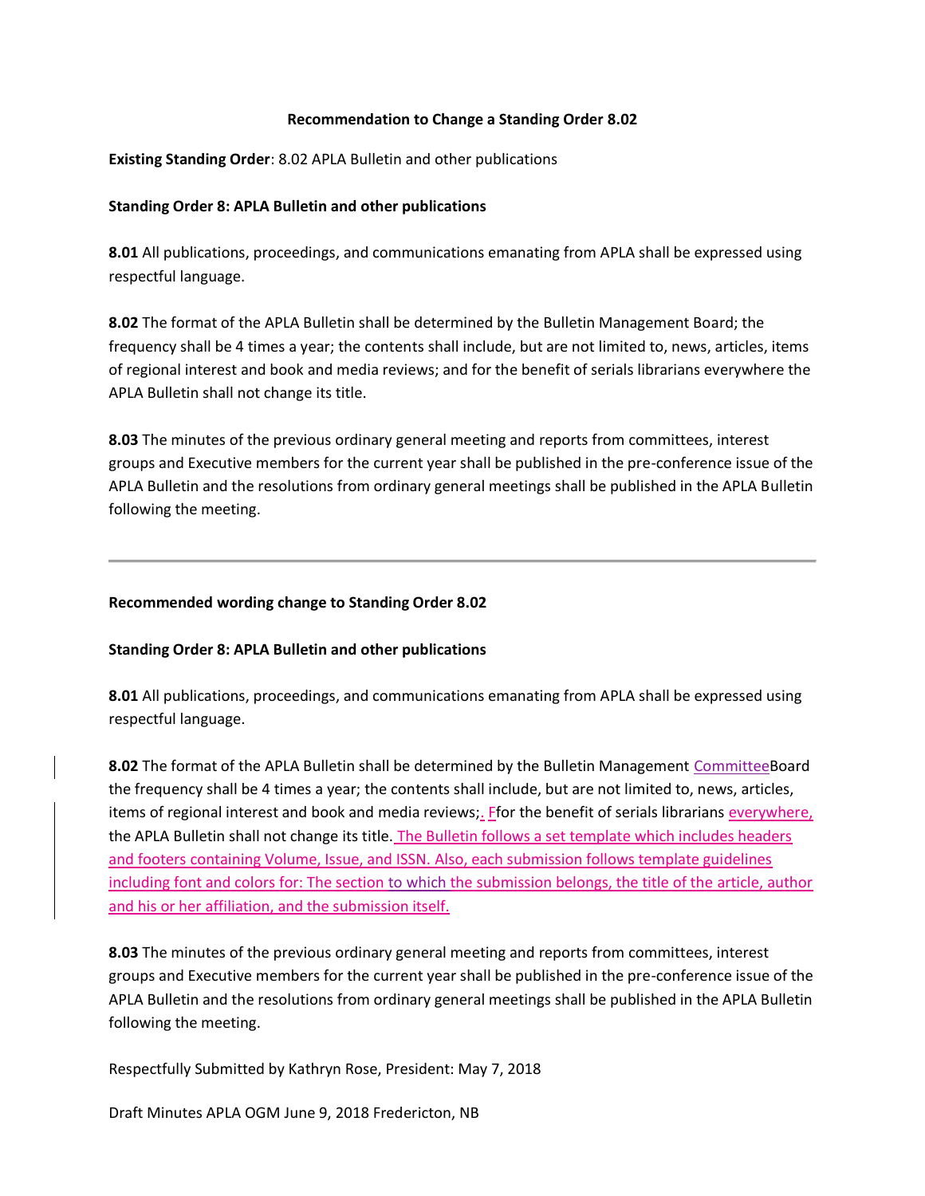**Recommendation to Change a Standing Order 8.02**

**Existing Standing Order**: 8.02 APLA Bulletin and other publications

**Standing Order 8: APLA Bulletin and other publications**

**8.01** All publications, proceedings, and communications emanating from APLA shall be expressed using respectful language.

**8.02** The format of the APLA Bulletin shall be determined by the Bulletin Management Board; the frequency shall be 4 times a year; the contents shall include, but are not limited to, news, articles, items of regional interest and book and media reviews; and for the benefit of serials librarians everywhere the APLA Bulletin shall not change its title.

**8.03** The minutes of the previous ordinary general meeting and reports from committees, interest groups and Executive members for the current year shall be published in the pre-conference issue of the APLA Bulletin and the resolutions from ordinary general meetings shall be published in the APLA Bulletin following the meeting.

---

**Recommended wording change to Standing Order 8.02**

**Standing Order 8: APLA Bulletin and other publications**

**8.01** All publications, proceedings, and communications emanating from APLA shall be expressed using respectful language.

**8.02** The format of the APLA Bulletin shall be determined by the Bulletin Management CommitteeBoard the frequency shall be 4 times a year; the contents shall include, but are not limited to, news, articles, items of regional interest and book and media reviews;. Ffor the benefit of serials librarians everywhere, the APLA Bulletin shall not change its title. The Bulletin follows a set template which includes headers and footers containing Volume, Issue, and ISSN. Also, each submission follows template guidelines including font and colors for: The section to which the submission belongs, the title of the article, author and his or her affiliation, and the submission itself.

**8.03** The minutes of the previous ordinary general meeting and reports from committees, interest groups and Executive members for the current year shall be published in the pre-conference issue of the APLA Bulletin and the resolutions from ordinary general meetings shall be published in the APLA Bulletin following the meeting.

Respectfully Submitted by Kathryn Rose, President: May 7, 2018

Draft Minutes APLA OGM June 9, 2018 Fredericton, NB